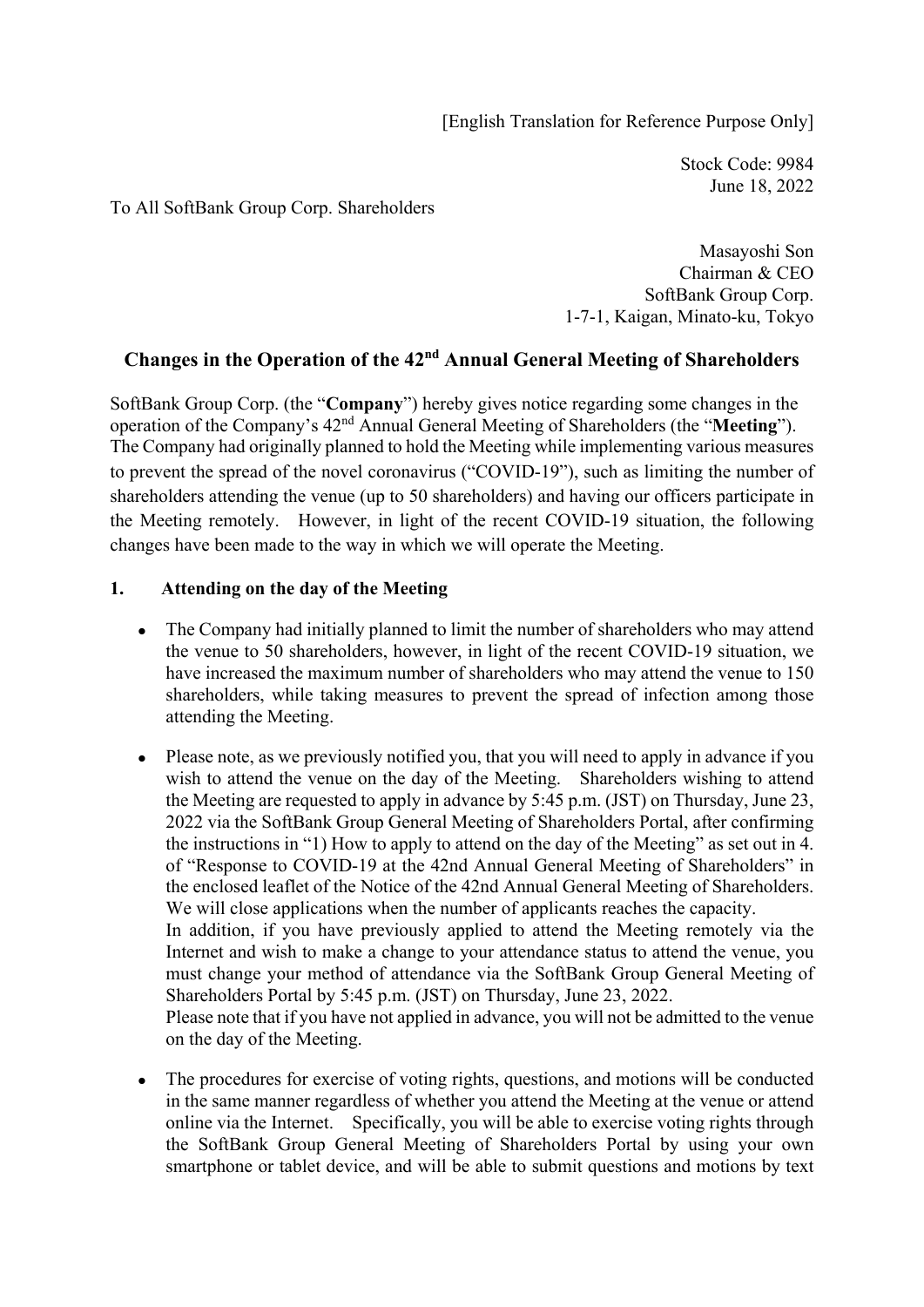[English Translation for Reference Purpose Only]

Stock Code: 9984
June 18, 2022

To All SoftBank Group Corp. Shareholders

Masayoshi Son
Chairman & CEO
SoftBank Group Corp.
1-7-1, Kaigan, Minato-ku, Tokyo

# Changes in the Operation of the 42nd Annual General Meeting of Shareholders

SoftBank Group Corp. (the "**Company**") hereby gives notice regarding some changes in the operation of the Company's 42nd Annual General Meeting of Shareholders (the "**Meeting**"). The Company had originally planned to hold the Meeting while implementing various measures to prevent the spread of the novel coronavirus ("COVID-19"), such as limiting the number of shareholders attending the venue (up to 50 shareholders) and having our officers participate in the Meeting remotely. However, in light of the recent COVID-19 situation, the following changes have been made to the way in which we will operate the Meeting.

## 1. Attending on the day of the Meeting

- The Company had initially planned to limit the number of shareholders who may attend the venue to 50 shareholders, however, in light of the recent COVID-19 situation, we have increased the maximum number of shareholders who may attend the venue to 150 shareholders, while taking measures to prevent the spread of infection among those attending the Meeting.

- Please note, as we previously notified you, that you will need to apply in advance if you wish to attend the venue on the day of the Meeting. Shareholders wishing to attend the Meeting are requested to apply in advance by 5:45 p.m. (JST) on Thursday, June 23, 2022 via the SoftBank Group General Meeting of Shareholders Portal, after confirming the instructions in "1) How to apply to attend on the day of the Meeting" as set out in 4. of "Response to COVID-19 at the 42nd Annual General Meeting of Shareholders" in the enclosed leaflet of the Notice of the 42nd Annual General Meeting of Shareholders. We will close applications when the number of applicants reaches the capacity.
In addition, if you have previously applied to attend the Meeting remotely via the Internet and wish to make a change to your attendance status to attend the venue, you must change your method of attendance via the SoftBank Group General Meeting of Shareholders Portal by 5:45 p.m. (JST) on Thursday, June 23, 2022.
Please note that if you have not applied in advance, you will not be admitted to the venue on the day of the Meeting.

- The procedures for exercise of voting rights, questions, and motions will be conducted in the same manner regardless of whether you attend the Meeting at the venue or attend online via the Internet. Specifically, you will be able to exercise voting rights through the SoftBank Group General Meeting of Shareholders Portal by using your own smartphone or tablet device, and will be able to submit questions and motions by text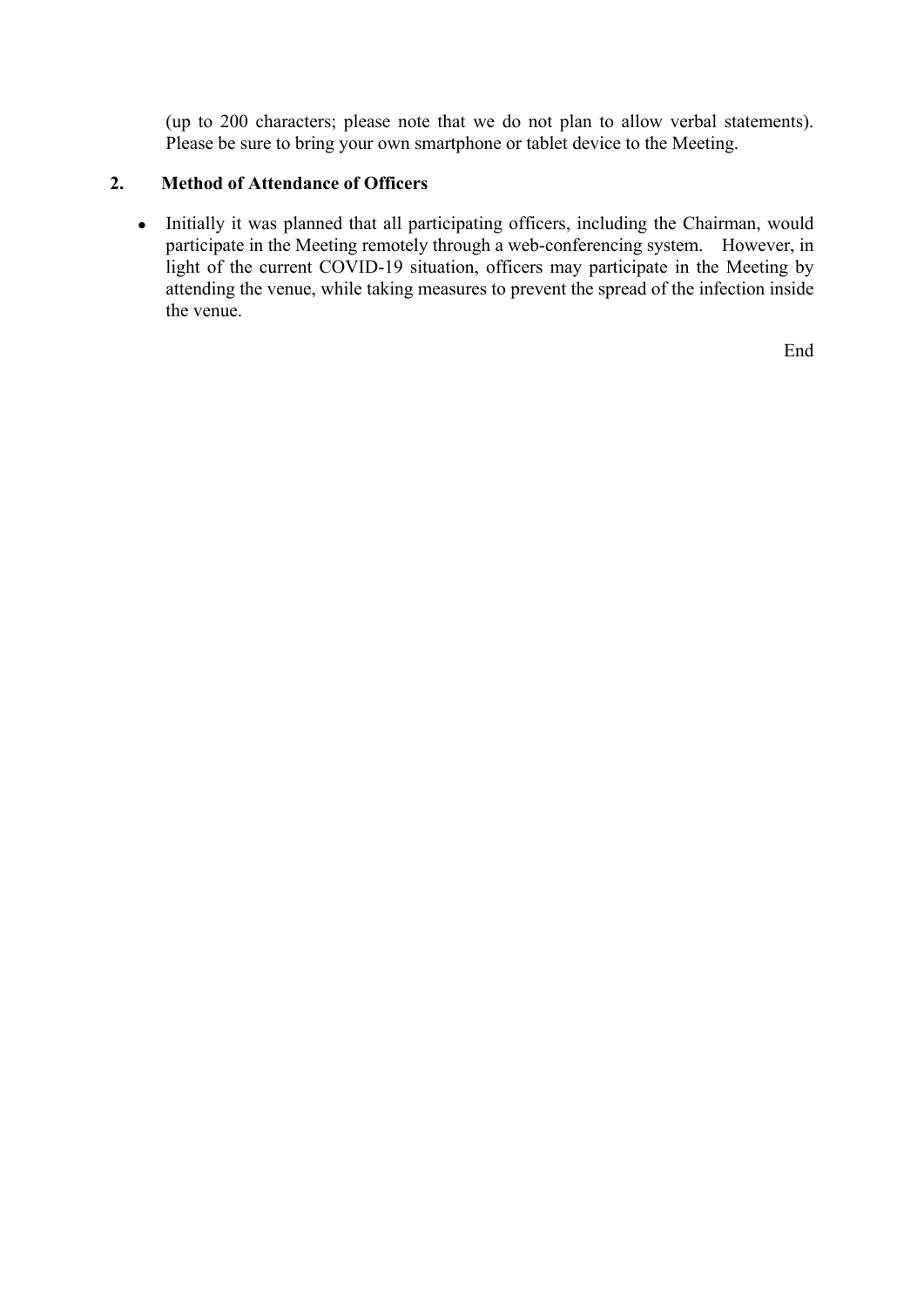(up to 200 characters; please note that we do not plan to allow verbal statements). Please be sure to bring your own smartphone or tablet device to the Meeting.

## 2. Method of Attendance of Officers

- Initially it was planned that all participating officers, including the Chairman, would participate in the Meeting remotely through a web-conferencing system. However, in light of the current COVID-19 situation, officers may participate in the Meeting by attending the venue, while taking measures to prevent the spread of the infection inside the venue.

End